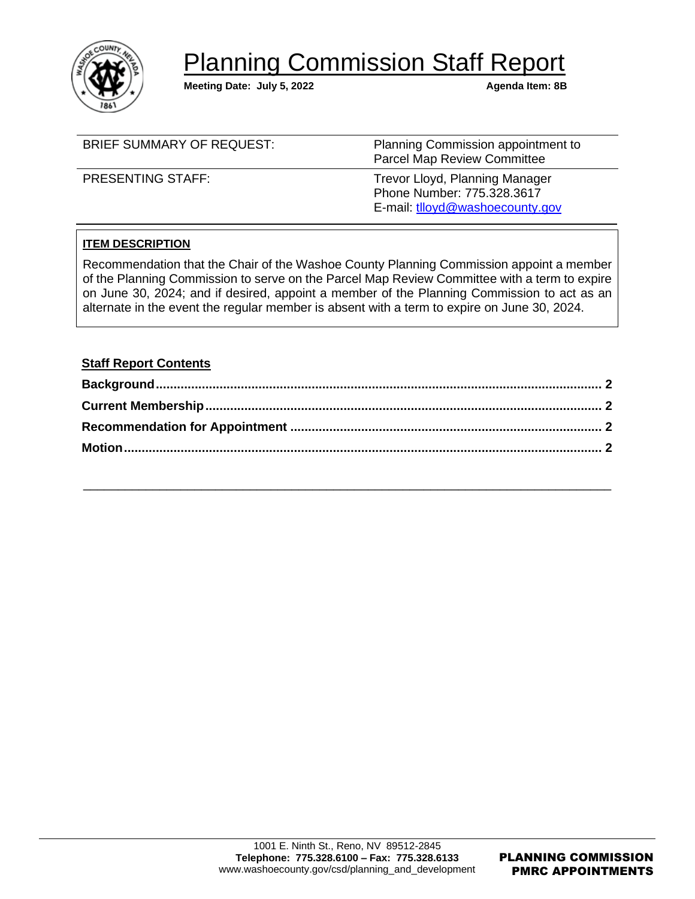# Planning Commission Staff Report

**Meeting Date: July 5, 2022** **Agenda Item: 8B**

| | |
|---|---|
| BRIEF SUMMARY OF REQUEST: | Planning Commission appointment to Parcel Map Review Committee |
| PRESENTING STAFF: | Trevor Lloyd, Planning Manager<br>Phone Number: 775.328.3617<br>E-mail: tlloyd@washoecounty.gov |

**ITEM DESCRIPTION**

Recommendation that the Chair of the Washoe County Planning Commission appoint a member of the Planning Commission to serve on the Parcel Map Review Committee with a term to expire on June 30, 2024; and if desired, appoint a member of the Planning Commission to act as an alternate in the event the regular member is absent with a term to expire on June 30, 2024.

## Staff Report Contents

**Background** .................................................................................................................. **2**

**Current Membership** ...................................................................................................... **2**

**Recommendation for Appointment** ................................................................................ **2**

**Motion** ............................................................................................................................ **2**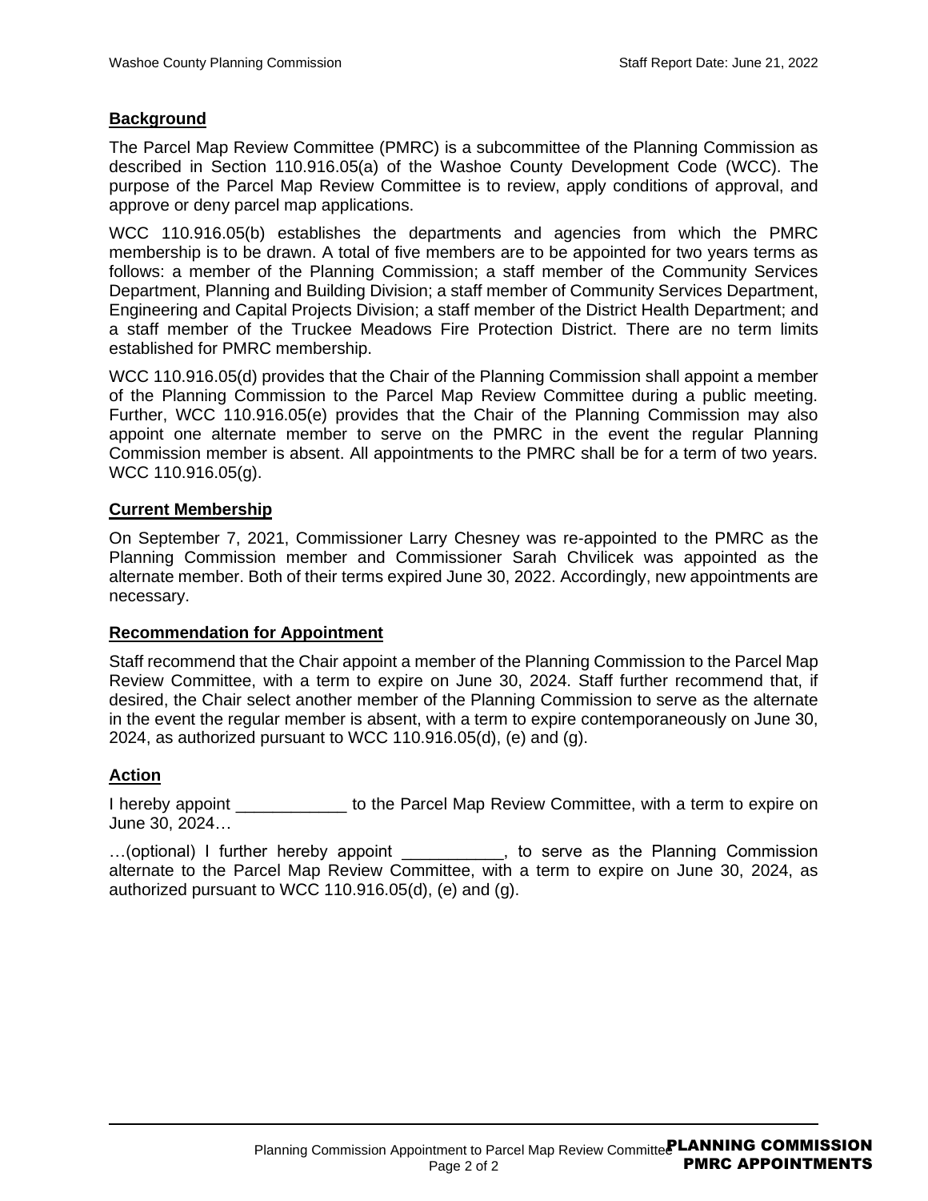## Background

The Parcel Map Review Committee (PMRC) is a subcommittee of the Planning Commission as described in Section 110.916.05(a) of the Washoe County Development Code (WCC). The purpose of the Parcel Map Review Committee is to review, apply conditions of approval, and approve or deny parcel map applications.

WCC 110.916.05(b) establishes the departments and agencies from which the PMRC membership is to be drawn. A total of five members are to be appointed for two years terms as follows: a member of the Planning Commission; a staff member of the Community Services Department, Planning and Building Division; a staff member of Community Services Department, Engineering and Capital Projects Division; a staff member of the District Health Department; and a staff member of the Truckee Meadows Fire Protection District. There are no term limits established for PMRC membership.

WCC 110.916.05(d) provides that the Chair of the Planning Commission shall appoint a member of the Planning Commission to the Parcel Map Review Committee during a public meeting. Further, WCC 110.916.05(e) provides that the Chair of the Planning Commission may also appoint one alternate member to serve on the PMRC in the event the regular Planning Commission member is absent. All appointments to the PMRC shall be for a term of two years. WCC 110.916.05(g).

## Current Membership

On September 7, 2021, Commissioner Larry Chesney was re-appointed to the PMRC as the Planning Commission member and Commissioner Sarah Chvilicek was appointed as the alternate member. Both of their terms expired June 30, 2022. Accordingly, new appointments are necessary.

## Recommendation for Appointment

Staff recommend that the Chair appoint a member of the Planning Commission to the Parcel Map Review Committee, with a term to expire on June 30, 2024. Staff further recommend that, if desired, the Chair select another member of the Planning Commission to serve as the alternate in the event the regular member is absent, with a term to expire contemporaneously on June 30, 2024, as authorized pursuant to WCC 110.916.05(d), (e) and (g).

## Action

I hereby appoint ____________ to the Parcel Map Review Committee, with a term to expire on June 30, 2024…

…(optional) I further hereby appoint ___________, to serve as the Planning Commission alternate to the Parcel Map Review Committee, with a term to expire on June 30, 2024, as authorized pursuant to WCC 110.916.05(d), (e) and (g).